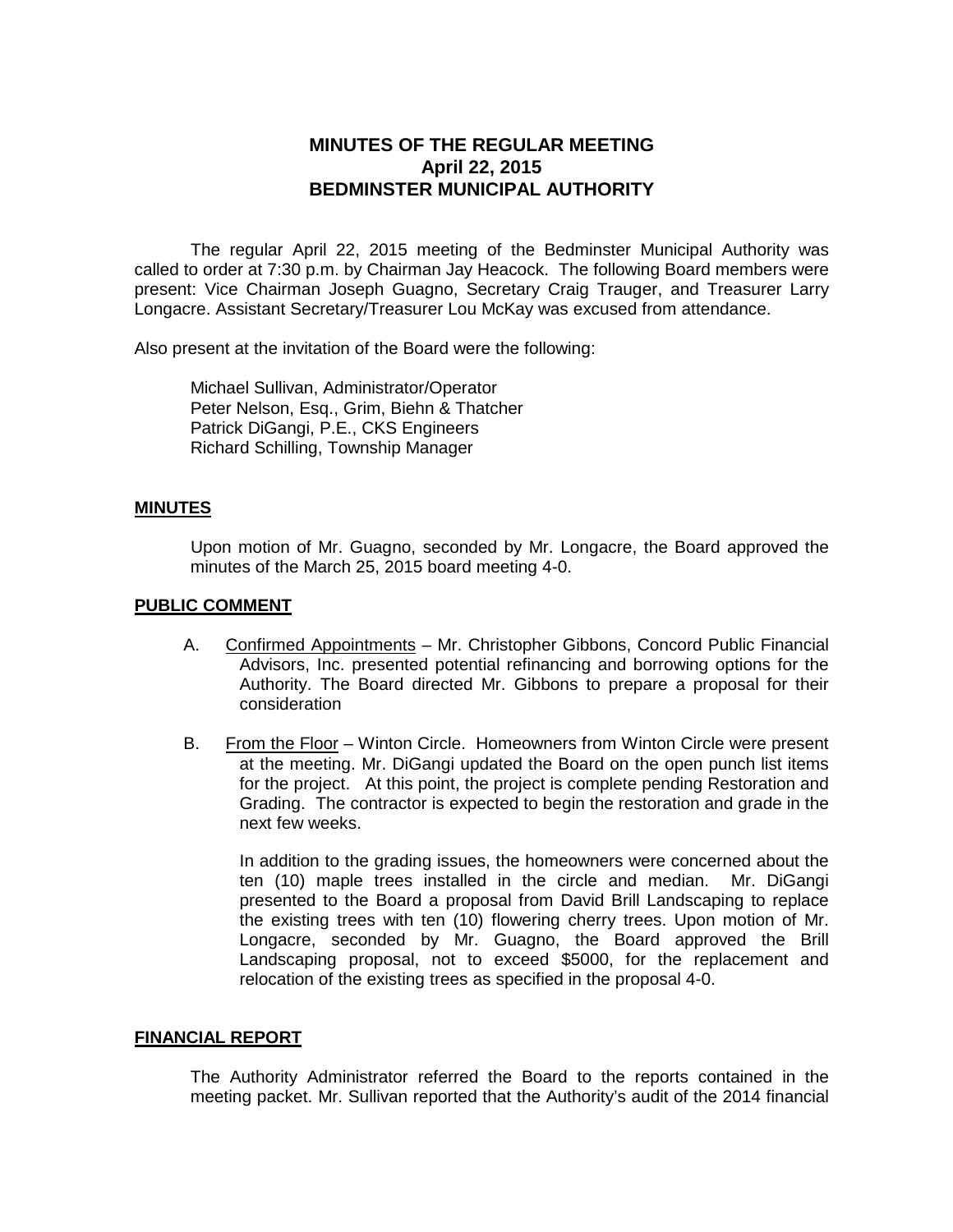# MINUTES OF THE REGULAR MEETING
## April 22, 2015
## BEDMINSTER MUNICIPAL AUTHORITY

The regular April 22, 2015 meeting of the Bedminster Municipal Authority was called to order at 7:30 p.m. by Chairman Jay Heacock. The following Board members were present: Vice Chairman Joseph Guagno, Secretary Craig Trauger, and Treasurer Larry Longacre. Assistant Secretary/Treasurer Lou McKay was excused from attendance.

Also present at the invitation of the Board were the following:

Michael Sullivan, Administrator/Operator
Peter Nelson, Esq., Grim, Biehn & Thatcher
Patrick DiGangi, P.E., CKS Engineers
Richard Schilling, Township Manager

**MINUTES**

Upon motion of Mr. Guagno, seconded by Mr. Longacre, the Board approved the minutes of the March 25, 2015 board meeting 4-0.

**PUBLIC COMMENT**

A. Confirmed Appointments – Mr. Christopher Gibbons, Concord Public Financial Advisors, Inc. presented potential refinancing and borrowing options for the Authority. The Board directed Mr. Gibbons to prepare a proposal for their consideration

B. From the Floor – Winton Circle. Homeowners from Winton Circle were present at the meeting. Mr. DiGangi updated the Board on the open punch list items for the project. At this point, the project is complete pending Restoration and Grading. The contractor is expected to begin the restoration and grade in the next few weeks.

   In addition to the grading issues, the homeowners were concerned about the ten (10) maple trees installed in the circle and median. Mr. DiGangi presented to the Board a proposal from David Brill Landscaping to replace the existing trees with ten (10) flowering cherry trees. Upon motion of Mr. Longacre, seconded by Mr. Guagno, the Board approved the Brill Landscaping proposal, not to exceed $5000, for the replacement and relocation of the existing trees as specified in the proposal 4-0.

**FINANCIAL REPORT**

The Authority Administrator referred the Board to the reports contained in the meeting packet. Mr. Sullivan reported that the Authority's audit of the 2014 financial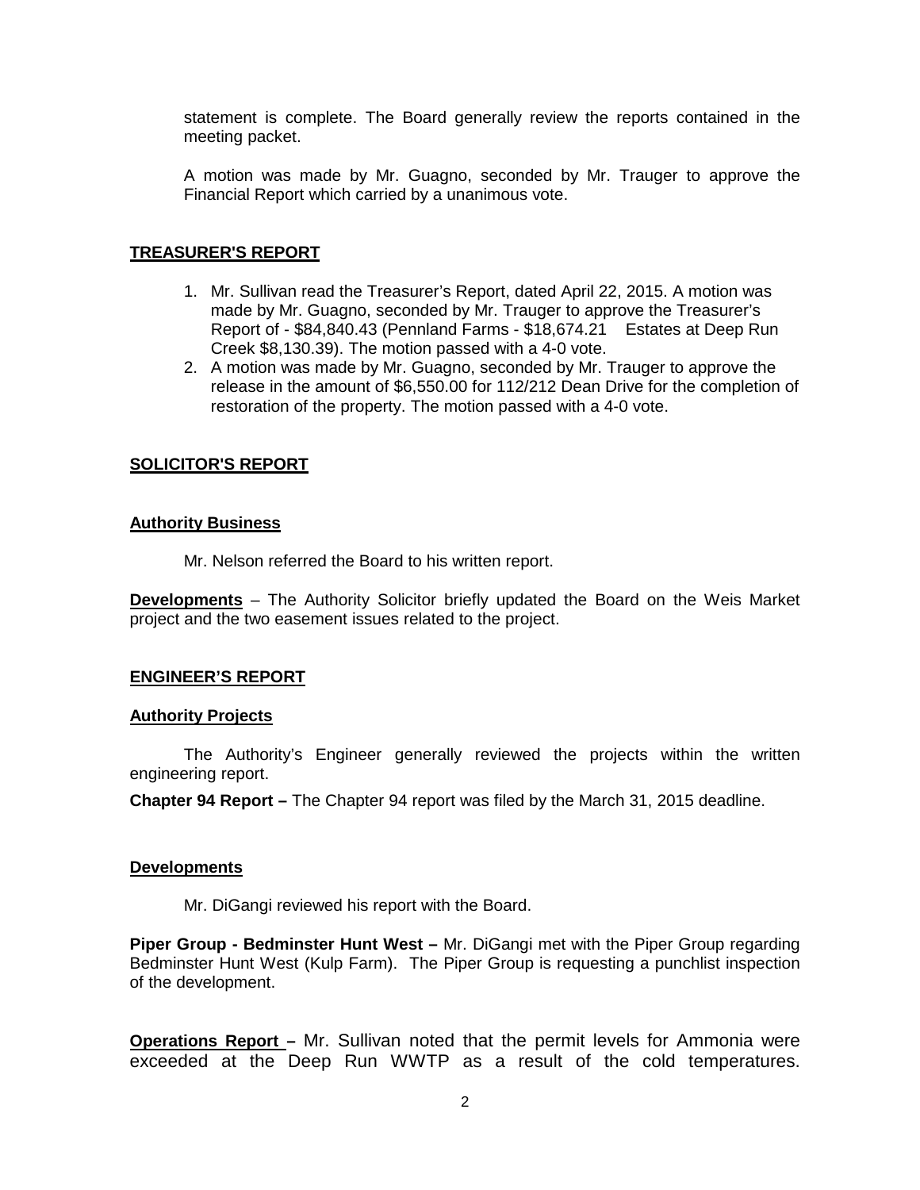statement is complete. The Board generally review the reports contained in the meeting packet.

A motion was made by Mr. Guagno, seconded by Mr. Trauger to approve the Financial Report which carried by a unanimous vote.

## TREASURER'S REPORT

1. Mr. Sullivan read the Treasurer's Report, dated April 22, 2015. A motion was made by Mr. Guagno, seconded by Mr. Trauger to approve the Treasurer's Report of - $84,840.43 (Pennland Farms - $18,674.21 Estates at Deep Run Creek $8,130.39). The motion passed with a 4-0 vote.
2. A motion was made by Mr. Guagno, seconded by Mr. Trauger to approve the release in the amount of $6,550.00 for 112/212 Dean Drive for the completion of restoration of the property. The motion passed with a 4-0 vote.

## SOLICITOR'S REPORT

### Authority Business

Mr. Nelson referred the Board to his written report.

**Developments** – The Authority Solicitor briefly updated the Board on the Weis Market project and the two easement issues related to the project.

## ENGINEER'S REPORT

### Authority Projects

The Authority's Engineer generally reviewed the projects within the written engineering report.

**Chapter 94 Report –** The Chapter 94 report was filed by the March 31, 2015 deadline.

### Developments

Mr. DiGangi reviewed his report with the Board.

**Piper Group - Bedminster Hunt West –** Mr. DiGangi met with the Piper Group regarding Bedminster Hunt West (Kulp Farm). The Piper Group is requesting a punchlist inspection of the development.

**Operations Report –** Mr. Sullivan noted that the permit levels for Ammonia were exceeded at the Deep Run WWTP as a result of the cold temperatures.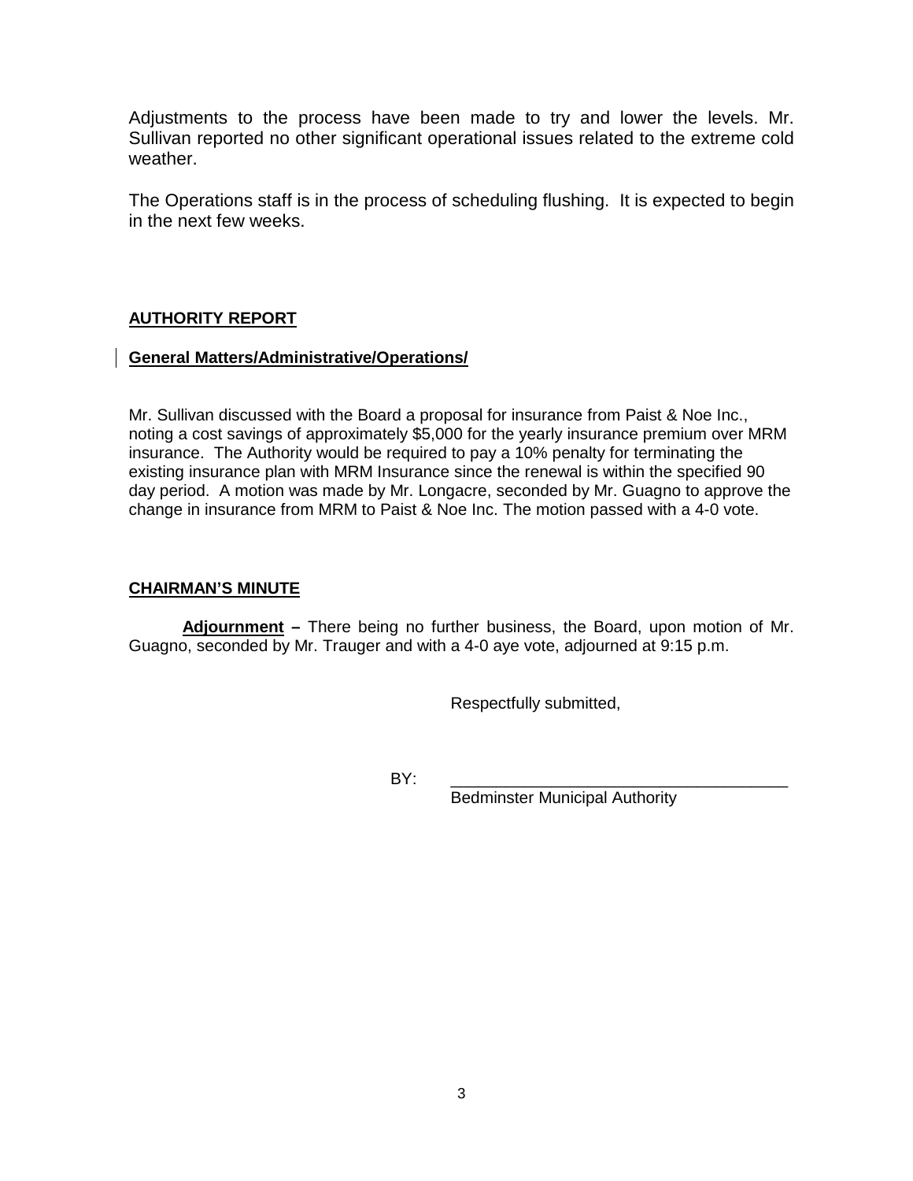Adjustments to the process have been made to try and lower the levels. Mr. Sullivan reported no other significant operational issues related to the extreme cold weather.

The Operations staff is in the process of scheduling flushing. It is expected to begin in the next few weeks.

**AUTHORITY REPORT**

**General Matters/Administrative/Operations/**

Mr. Sullivan discussed with the Board a proposal for insurance from Paist & Noe Inc., noting a cost savings of approximately $5,000 for the yearly insurance premium over MRM insurance. The Authority would be required to pay a 10% penalty for terminating the existing insurance plan with MRM Insurance since the renewal is within the specified 90 day period. A motion was made by Mr. Longacre, seconded by Mr. Guagno to approve the change in insurance from MRM to Paist & Noe Inc. The motion passed with a 4-0 vote.

**CHAIRMAN'S MINUTE**

**Adjournment –** There being no further business, the Board, upon motion of Mr. Guagno, seconded by Mr. Trauger and with a 4-0 aye vote, adjourned at 9:15 p.m.

Respectfully submitted,

BY: \_\_\_\_\_\_\_\_\_\_\_\_\_\_\_\_\_\_\_\_\_\_\_\_\_\_\_\_\_\_\_\_\_\_\_\_\_\_
Bedminster Municipal Authority